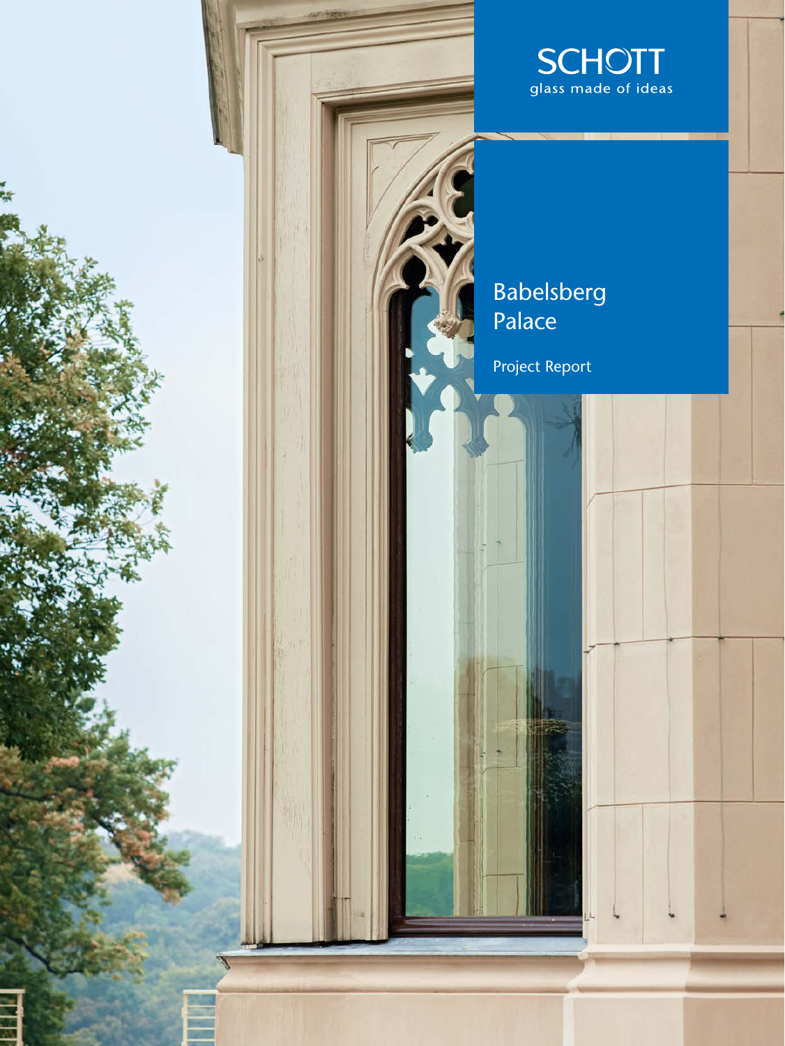SCHOTT

glass made of ideas

# Babelsberg Palace

Project Report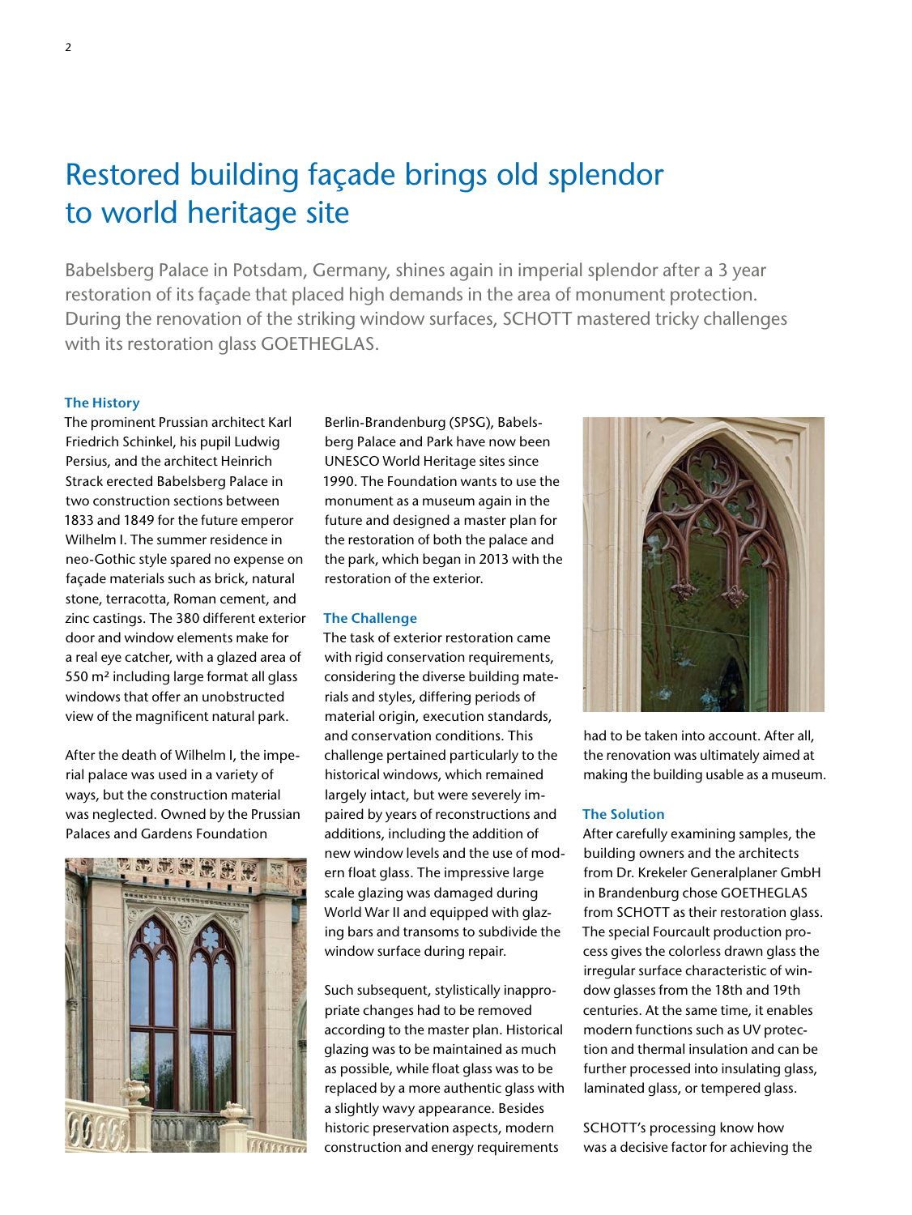# Restored building façade brings old splendor to world heritage site

Babelsberg Palace in Potsdam, Germany, shines again in imperial splendor after a 3 year restoration of its façade that placed high demands in the area of monument protection. During the renovation of the striking window surfaces, SCHOTT mastered tricky challenges with its restoration glass GOETHEGLAS.

### The History

The prominent Prussian architect Karl Friedrich Schinkel, his pupil Ludwig Persius, and the architect Heinrich Strack erected Babelsberg Palace in two construction sections between 1833 and 1849 for the future emperor Wilhelm I. The summer residence in neo-Gothic style spared no expense on façade materials such as brick, natural stone, terracotta, Roman cement, and zinc castings. The 380 different exterior door and window elements make for a real eye catcher, with a glazed area of 550 m² including large format all glass windows that offer an unobstructed view of the magnificent natural park.

After the death of Wilhelm I, the imperial palace was used in a variety of ways, but the construction material was neglected. Owned by the Prussian Palaces and Gardens Foundation Berlin-Brandenburg (SPSG), Babelsberg Palace and Park have now been UNESCO World Heritage sites since 1990. The Foundation wants to use the monument as a museum again in the future and designed a master plan for the restoration of both the palace and the park, which began in 2013 with the restoration of the exterior.

### The Challenge

The task of exterior restoration came with rigid conservation requirements, considering the diverse building materials and styles, differing periods of material origin, execution standards, and conservation conditions. This challenge pertained particularly to the historical windows, which remained largely intact, but were severely impaired by years of reconstructions and additions, including the addition of new window levels and the use of modern float glass. The impressive large scale glazing was damaged during World War II and equipped with glazing bars and transoms to subdivide the window surface during repair.

Such subsequent, stylistically inappropriate changes had to be removed according to the master plan. Historical glazing was to be maintained as much as possible, while float glass was to be replaced by a more authentic glass with a slightly wavy appearance. Besides historic preservation aspects, modern construction and energy requirements had to be taken into account. After all, the renovation was ultimately aimed at making the building usable as a museum.

### The Solution

After carefully examining samples, the building owners and the architects from Dr. Krekeler Generalplaner GmbH in Brandenburg chose GOETHEGLAS from SCHOTT as their restoration glass. The special Fourcault production process gives the colorless drawn glass the irregular surface characteristic of window glasses from the 18th and 19th centuries. At the same time, it enables modern functions such as UV protection and thermal insulation and can be further processed into insulating glass, laminated glass, or tempered glass.

SCHOTT's processing know how was a decisive factor for achieving the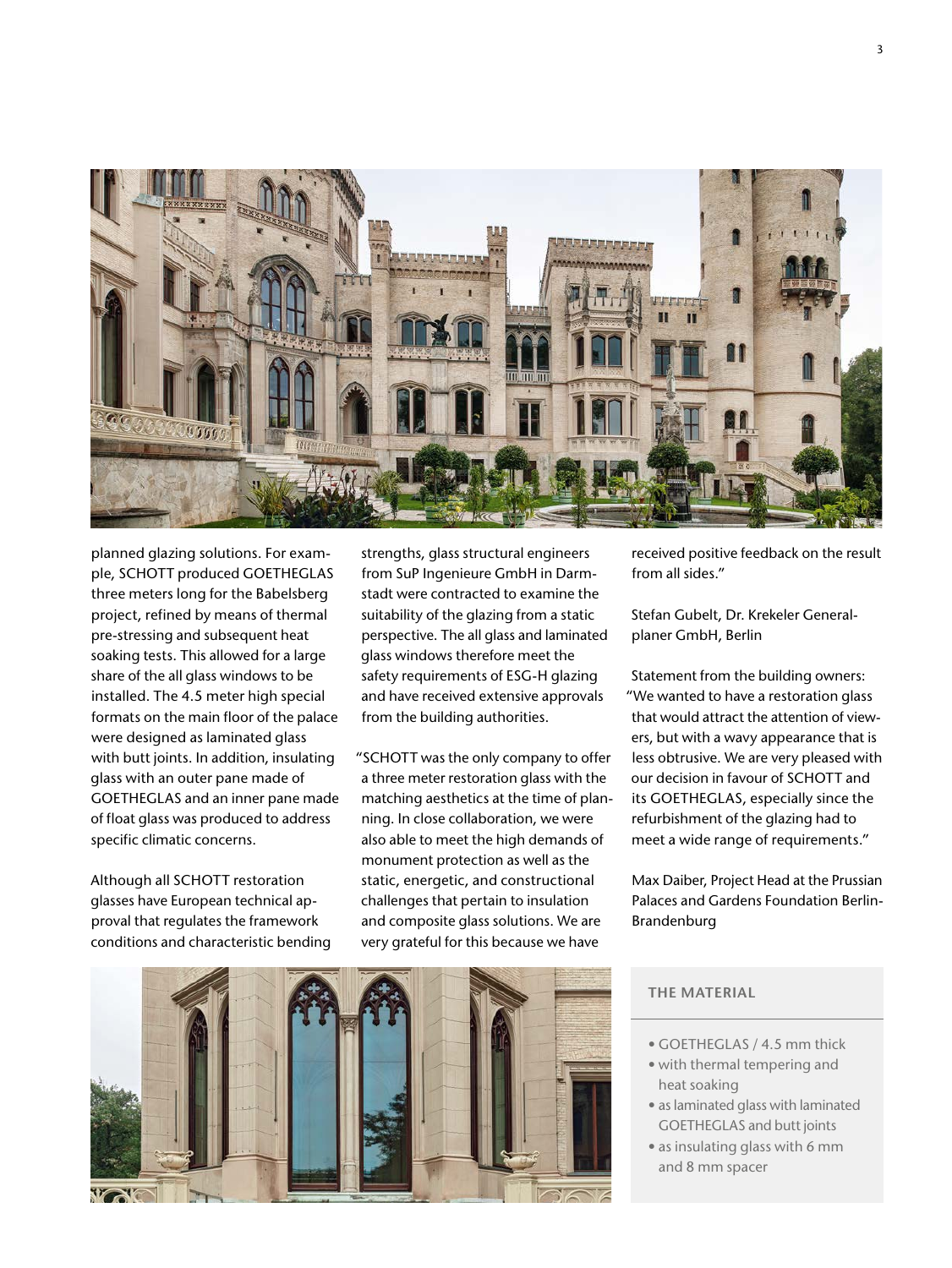planned glazing solutions. For example, SCHOTT produced GOETHEGLAS three meters long for the Babelsberg project, refined by means of thermal pre-stressing and subsequent heat soaking tests. This allowed for a large share of the all glass windows to be installed. The 4.5 meter high special formats on the main floor of the palace were designed as laminated glass with butt joints. In addition, insulating glass with an outer pane made of GOETHEGLAS and an inner pane made of float glass was produced to address specific climatic concerns.

Although all SCHOTT restoration glasses have European technical approval that regulates the framework conditions and characteristic bending strengths, glass structural engineers from SuP Ingenieure GmbH in Darmstadt were contracted to examine the suitability of the glazing from a static perspective. The all glass and laminated glass windows therefore meet the safety requirements of ESG-H glazing and have received extensive approvals from the building authorities.

"SCHOTT was the only company to offer a three meter restoration glass with the matching aesthetics at the time of planning. In close collaboration, we were also able to meet the high demands of monument protection as well as the static, energetic, and constructional challenges that pertain to insulation and composite glass solutions. We are very grateful for this because we have received positive feedback on the result from all sides."

Stefan Gubelt, Dr. Krekeler Generalplaner GmbH, Berlin

Statement from the building owners: "We wanted to have a restoration glass that would attract the attention of viewers, but with a wavy appearance that is less obtrusive. We are very pleased with our decision in favour of SCHOTT and its GOETHEGLAS, especially since the refurbishment of the glazing had to meet a wide range of requirements."

Max Daiber, Project Head at the Prussian Palaces and Gardens Foundation Berlin-Brandenburg

### THE MATERIAL

- GOETHEGLAS / 4.5 mm thick
- with thermal tempering and heat soaking
- as laminated glass with laminated GOETHEGLAS and butt joints
- as insulating glass with 6 mm and 8 mm spacer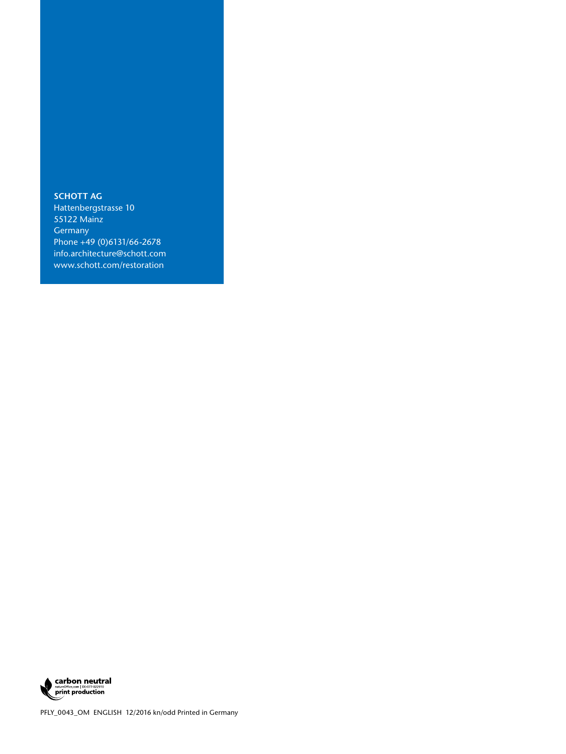**SCHOTT AG**
Hattenbergstrasse 10
55122 Mainz
Germany
Phone +49 (0)6131/66-2678
info.architecture@schott.com
www.schott.com/restoration

carbon neutral
natureOffice.com | DE-077-022910
print production

PFLY_0043_OM ENGLISH 12/2016 kn/odd Printed in Germany